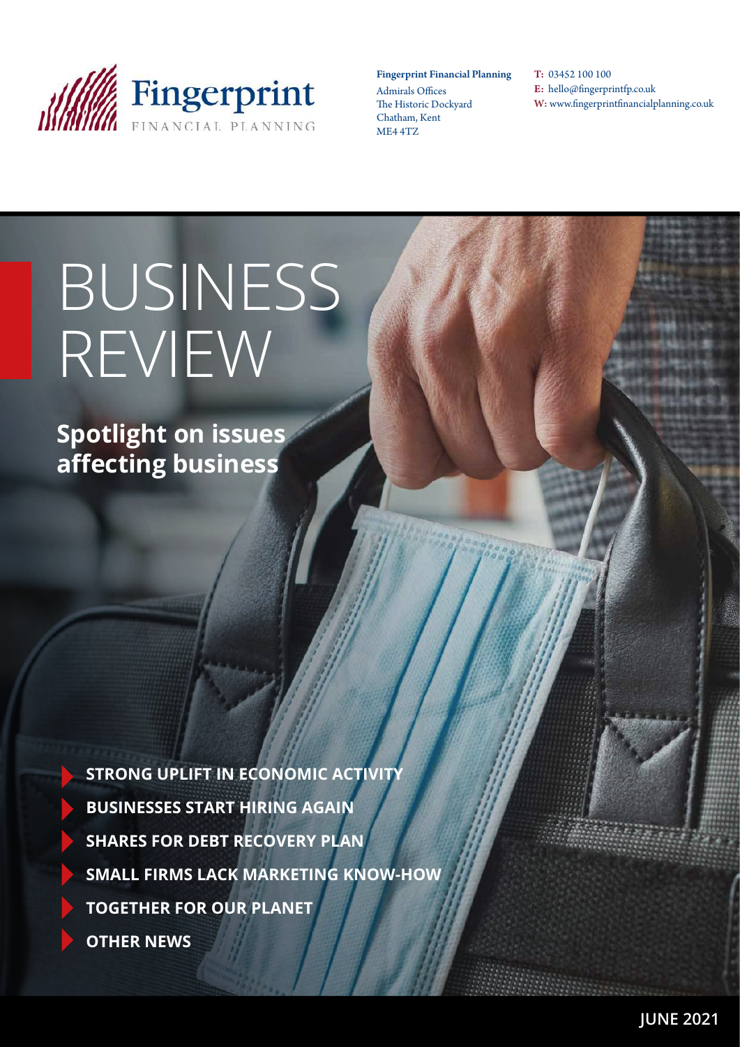Fingerprint
FINANCIAL PLANNING

**Fingerprint Financial Planning**
Admirals Offices
The Historic Dockyard
Chatham, Kent
ME4 4TZ

**T:** 03452 100 100
**E:** hello@fingerprintfp.co.uk
**W:** www.fingerprintfinancialplanning.co.uk

# BUSINESS REVIEW

## Spotlight on issues affecting business

- **STRONG UPLIFT IN ECONOMIC ACTIVITY**
- **BUSINESSES START HIRING AGAIN**
- **SHARES FOR DEBT RECOVERY PLAN**
- **SMALL FIRMS LACK MARKETING KNOW-HOW**
- **TOGETHER FOR OUR PLANET**
- **OTHER NEWS**

**JUNE 2021**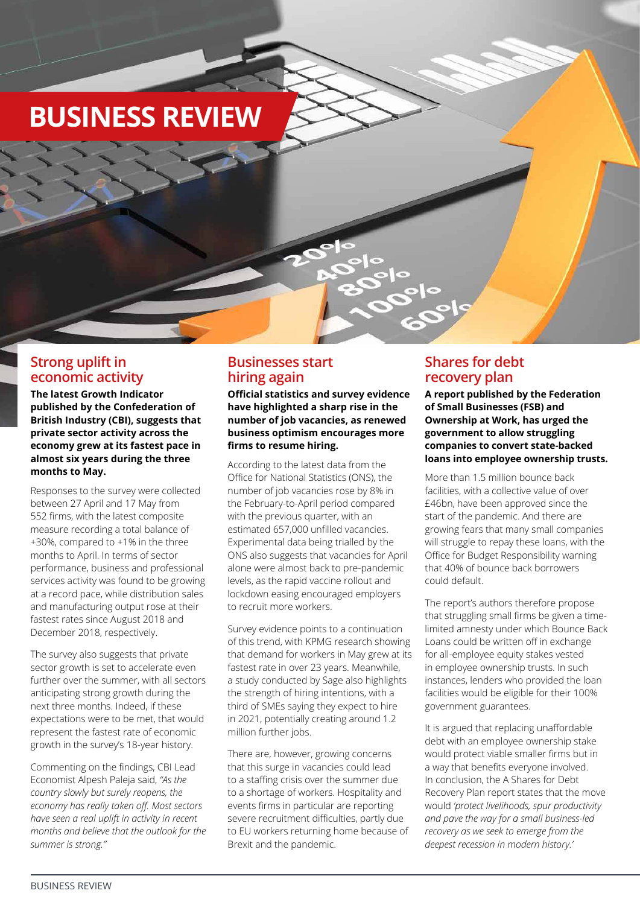# BUSINESS REVIEW

## Strong uplift in economic activity

**The latest Growth Indicator published by the Confederation of British Industry (CBI), suggests that private sector activity across the economy grew at its fastest pace in almost six years during the three months to May.**

Responses to the survey were collected between 27 April and 17 May from 552 firms, with the latest composite measure recording a total balance of +30%, compared to +1% in the three months to April. In terms of sector performance, business and professional services activity was found to be growing at a record pace, while distribution sales and manufacturing output rose at their fastest rates since August 2018 and December 2018, respectively.

The survey also suggests that private sector growth is set to accelerate even further over the summer, with all sectors anticipating strong growth during the next three months. Indeed, if these expectations were to be met, that would represent the fastest rate of economic growth in the survey's 18-year history.

Commenting on the findings, CBI Lead Economist Alpesh Paleja said, *"As the country slowly but surely reopens, the economy has really taken off. Most sectors have seen a real uplift in activity in recent months and believe that the outlook for the summer is strong."*

## Businesses start hiring again

**Official statistics and survey evidence have highlighted a sharp rise in the number of job vacancies, as renewed business optimism encourages more firms to resume hiring.**

According to the latest data from the Office for National Statistics (ONS), the number of job vacancies rose by 8% in the February-to-April period compared with the previous quarter, with an estimated 657,000 unfilled vacancies. Experimental data being trialled by the ONS also suggests that vacancies for April alone were almost back to pre-pandemic levels, as the rapid vaccine rollout and lockdown easing encouraged employers to recruit more workers.

Survey evidence points to a continuation of this trend, with KPMG research showing that demand for workers in May grew at its fastest rate in over 23 years. Meanwhile, a study conducted by Sage also highlights the strength of hiring intentions, with a third of SMEs saying they expect to hire in 2021, potentially creating around 1.2 million further jobs.

There are, however, growing concerns that this surge in vacancies could lead to a staffing crisis over the summer due to a shortage of workers. Hospitality and events firms in particular are reporting severe recruitment difficulties, partly due to EU workers returning home because of Brexit and the pandemic.

## Shares for debt recovery plan

**A report published by the Federation of Small Businesses (FSB) and Ownership at Work, has urged the government to allow struggling companies to convert state-backed loans into employee ownership trusts.**

More than 1.5 million bounce back facilities, with a collective value of over £46bn, have been approved since the start of the pandemic. And there are growing fears that many small companies will struggle to repay these loans, with the Office for Budget Responsibility warning that 40% of bounce back borrowers could default.

The report's authors therefore propose that struggling small firms be given a time-limited amnesty under which Bounce Back Loans could be written off in exchange for all-employee equity stakes vested in employee ownership trusts. In such instances, lenders who provided the loan facilities would be eligible for their 100% government guarantees.

It is argued that replacing unaffordable debt with an employee ownership stake would protect viable smaller firms but in a way that benefits everyone involved. In conclusion, the A Shares for Debt Recovery Plan report states that the move would *'protect livelihoods, spur productivity and pave the way for a small business-led recovery as we seek to emerge from the deepest recession in modern history.'*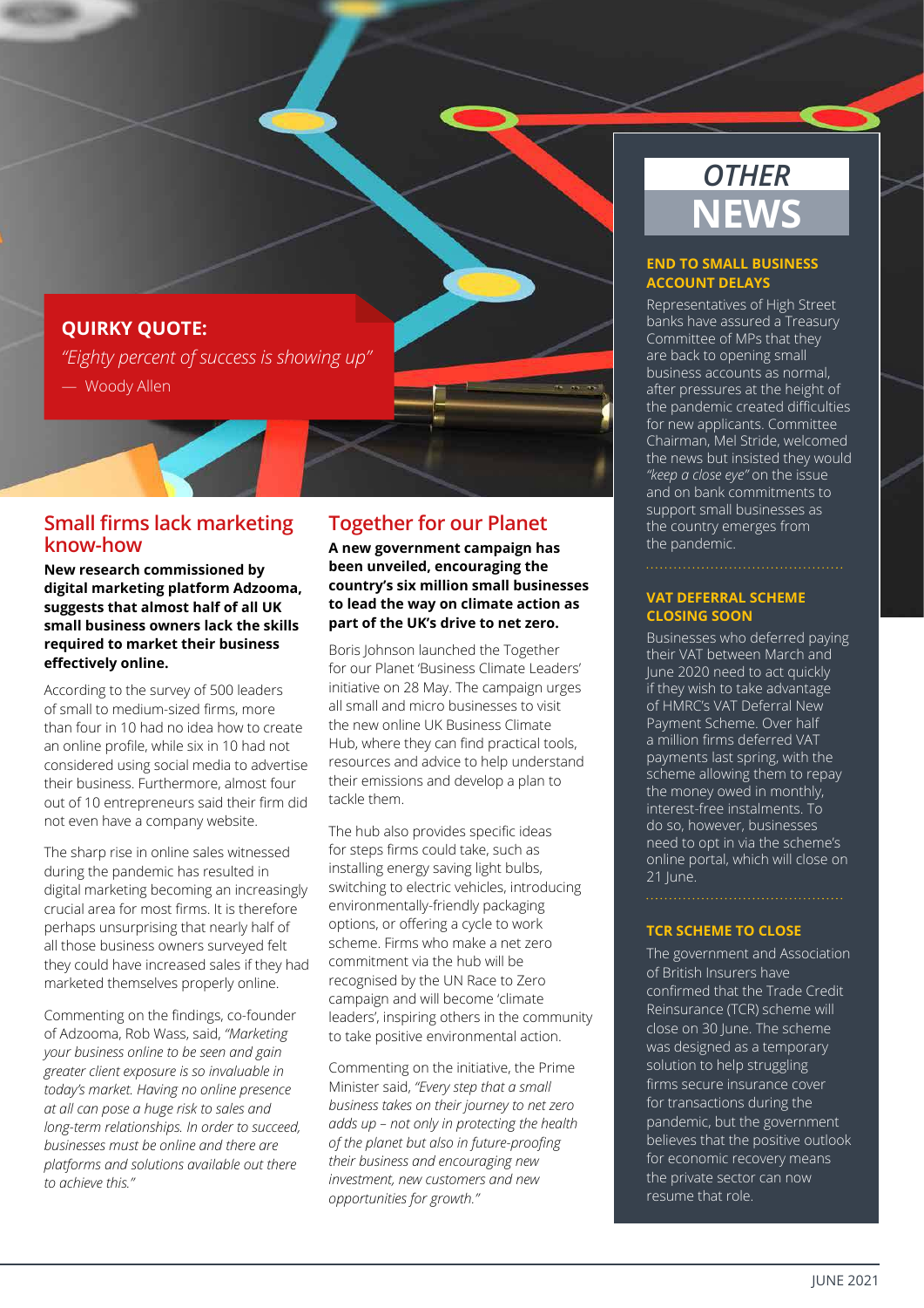**QUIRKY QUOTE:**

*"Eighty percent of success is showing up"*

— Woody Allen

## Small firms lack marketing know-how

**New research commissioned by digital marketing platform Adzooma, suggests that almost half of all UK small business owners lack the skills required to market their business effectively online.**

According to the survey of 500 leaders of small to medium-sized firms, more than four in 10 had no idea how to create an online profile, while six in 10 had not considered using social media to advertise their business. Furthermore, almost four out of 10 entrepreneurs said their firm did not even have a company website.

The sharp rise in online sales witnessed during the pandemic has resulted in digital marketing becoming an increasingly crucial area for most firms. It is therefore perhaps unsurprising that nearly half of all those business owners surveyed felt they could have increased sales if they had marketed themselves properly online.

Commenting on the findings, co-founder of Adzooma, Rob Wass, said, *"Marketing your business online to be seen and gain greater client exposure is so invaluable in today's market. Having no online presence at all can pose a huge risk to sales and long-term relationships. In order to succeed, businesses must be online and there are platforms and solutions available out there to achieve this."*

## Together for our Planet

**A new government campaign has been unveiled, encouraging the country's six million small businesses to lead the way on climate action as part of the UK's drive to net zero.**

Boris Johnson launched the Together for our Planet 'Business Climate Leaders' initiative on 28 May. The campaign urges all small and micro businesses to visit the new online UK Business Climate Hub, where they can find practical tools, resources and advice to help understand their emissions and develop a plan to tackle them.

The hub also provides specific ideas for steps firms could take, such as installing energy saving light bulbs, switching to electric vehicles, introducing environmentally-friendly packaging options, or offering a cycle to work scheme. Firms who make a net zero commitment via the hub will be recognised by the UN Race to Zero campaign and will become 'climate leaders', inspiring others in the community to take positive environmental action.

Commenting on the initiative, the Prime Minister said, *"Every step that a small business takes on their journey to net zero adds up – not only in protecting the health of the planet but also in future-proofing their business and encouraging new investment, new customers and new opportunities for growth."*

## OTHER NEWS

### END TO SMALL BUSINESS ACCOUNT DELAYS

Representatives of High Street banks have assured a Treasury Committee of MPs that they are back to opening small business accounts as normal, after pressures at the height of the pandemic created difficulties for new applicants. Committee Chairman, Mel Stride, welcomed the news but insisted they would *"keep a close eye"* on the issue and on bank commitments to support small businesses as the country emerges from the pandemic.

### VAT DEFERRAL SCHEME CLOSING SOON

Businesses who deferred paying their VAT between March and June 2020 need to act quickly if they wish to take advantage of HMRC's VAT Deferral New Payment Scheme. Over half a million firms deferred VAT payments last spring, with the scheme allowing them to repay the money owed in monthly, interest-free instalments. To do so, however, businesses need to opt in via the scheme's online portal, which will close on 21 June.

### TCR SCHEME TO CLOSE

The government and Association of British Insurers have confirmed that the Trade Credit Reinsurance (TCR) scheme will close on 30 June. The scheme was designed as a temporary solution to help struggling firms secure insurance cover for transactions during the pandemic, but the government believes that the positive outlook for economic recovery means the private sector can now resume that role.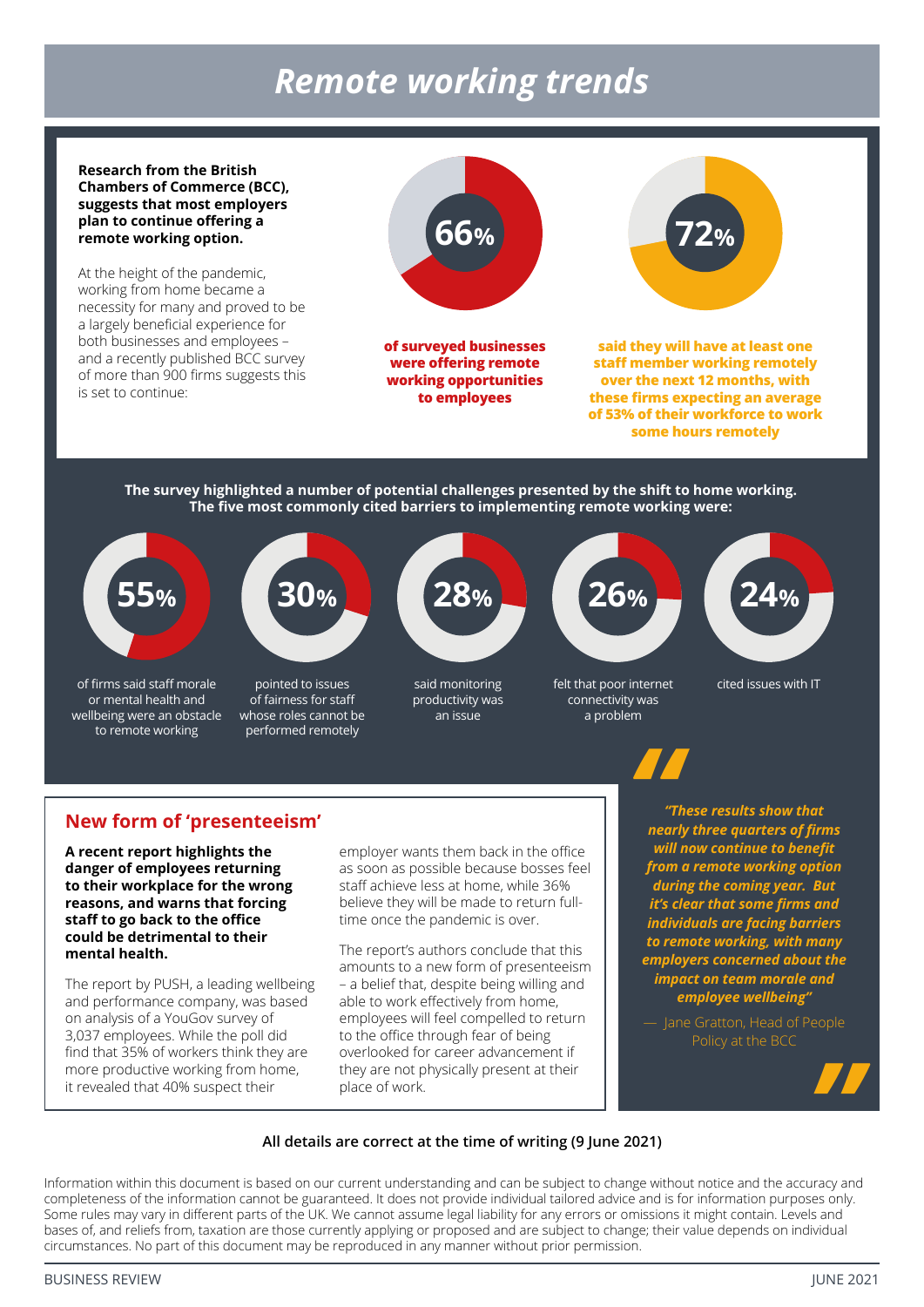# Remote working trends

**Research from the British Chambers of Commerce (BCC), suggests that most employers plan to continue offering a remote working option.**

At the height of the pandemic, working from home became a necessity for many and proved to be a largely beneficial experience for both businesses and employees – and a recently published BCC survey of more than 900 firms suggests this is set to continue:

66%

**of surveyed businesses were offering remote working opportunities to employees**

72%

**said they will have at least one staff member working remotely over the next 12 months, with these firms expecting an average of 53% of their workforce to work some hours remotely**

**The survey highlighted a number of potential challenges presented by the shift to home working. The five most commonly cited barriers to implementing remote working were:**

55%

of firms said staff morale or mental health and wellbeing were an obstacle to remote working

30%

pointed to issues of fairness for staff whose roles cannot be performed remotely

28%

said monitoring productivity was an issue

26%

felt that poor internet connectivity was a problem

24%

cited issues with IT

## New form of 'presenteeism'

**A recent report highlights the danger of employees returning to their workplace for the wrong reasons, and warns that forcing staff to go back to the office could be detrimental to their mental health.**

The report by PUSH, a leading wellbeing and performance company, was based on analysis of a YouGov survey of 3,037 employees. While the poll did find that 35% of workers think they are more productive working from home, it revealed that 40% suspect their employer wants them back in the office as soon as possible because bosses feel staff achieve less at home, while 36% believe they will be made to return full-time once the pandemic is over.

The report's authors conclude that this amounts to a new form of presenteeism – a belief that, despite being willing and able to work effectively from home, employees will feel compelled to return to the office through fear of being overlooked for career advancement if they are not physically present at their place of work.

***"These results show that nearly three quarters of firms will now continue to benefit from a remote working option during the coming year. But it's clear that some firms and individuals are facing barriers to remote working, with many employers concerned about the impact on team morale and employee wellbeing"***

— Jane Gratton, Head of People Policy at the BCC

**All details are correct at the time of writing (9 June 2021)**

Information within this document is based on our current understanding and can be subject to change without notice and the accuracy and completeness of the information cannot be guaranteed. It does not provide individual tailored advice and is for information purposes only. Some rules may vary in different parts of the UK. We cannot assume legal liability for any errors or omissions it might contain. Levels and bases of, and reliefs from, taxation are those currently applying or proposed and are subject to change; their value depends on individual circumstances. No part of this document may be reproduced in any manner without prior permission.